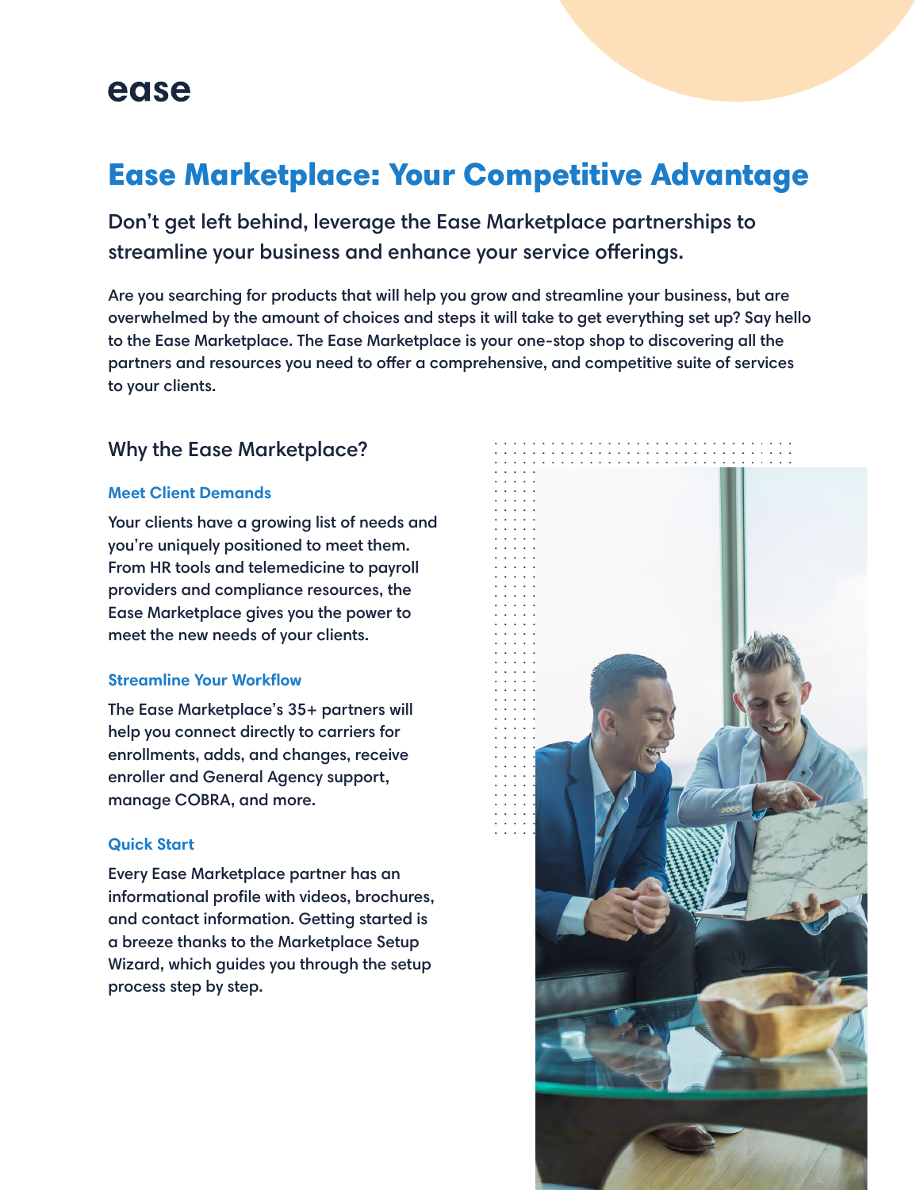ease

# Ease Marketplace: Your Competitive Advantage

### Don't get left behind, leverage the Ease Marketplace partnerships to streamline your business and enhance your service offerings.

Are you searching for products that will help you grow and streamline your business, but are overwhelmed by the amount of choices and steps it will take to get everything set up? Say hello to the Ease Marketplace. The Ease Marketplace is your one-stop shop to discovering all the partners and resources you need to offer a comprehensive, and competitive suite of services to your clients.

## Why the Ease Marketplace?

### Meet Client Demands

Your clients have a growing list of needs and you're uniquely positioned to meet them. From HR tools and telemedicine to payroll providers and compliance resources, the Ease Marketplace gives you the power to meet the new needs of your clients.

### Streamline Your Workflow

The Ease Marketplace's 35+ partners will help you connect directly to carriers for enrollments, adds, and changes, receive enroller and General Agency support, manage COBRA, and more.

### Quick Start

Every Ease Marketplace partner has an informational profile with videos, brochures, and contact information. Getting started is a breeze thanks to the Marketplace Setup Wizard, which guides you through the setup process step by step.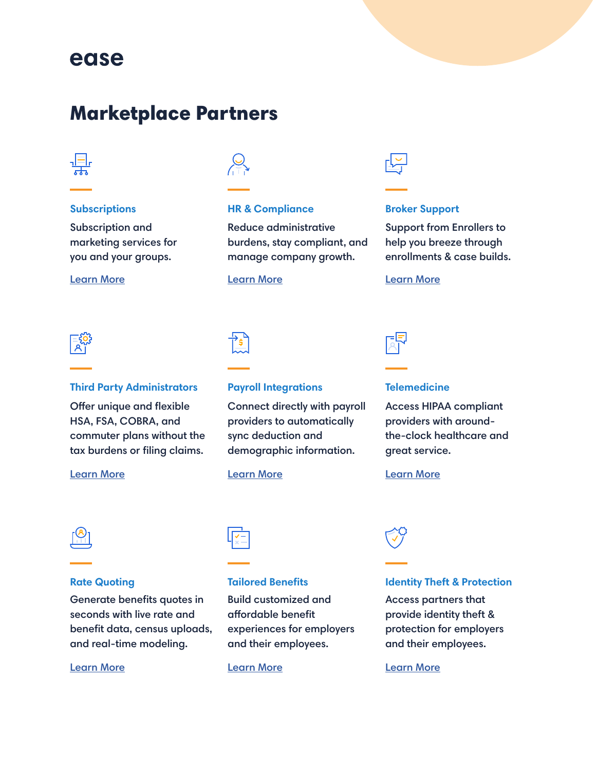ease

# Marketplace Partners

### Subscriptions

Subscription and marketing services for you and your groups.

Learn More

### HR & Compliance

Reduce administrative burdens, stay compliant, and manage company growth.

Learn More

### Broker Support

Support from Enrollers to help you breeze through enrollments & case builds.

Learn More

### Third Party Administrators

Offer unique and flexible HSA, FSA, COBRA, and commuter plans without the tax burdens or filing claims.

Learn More

### Payroll Integrations

Connect directly with payroll providers to automatically sync deduction and demographic information.

Learn More

### Telemedicine

Access HIPAA compliant providers with around-the-clock healthcare and great service.

Learn More

### Rate Quoting

Generate benefits quotes in seconds with live rate and benefit data, census uploads, and real-time modeling.

Learn More

### Tailored Benefits

Build customized and affordable benefit experiences for employers and their employees.

Learn More

### Identity Theft & Protection

Access partners that provide identity theft & protection for employers and their employees.

Learn More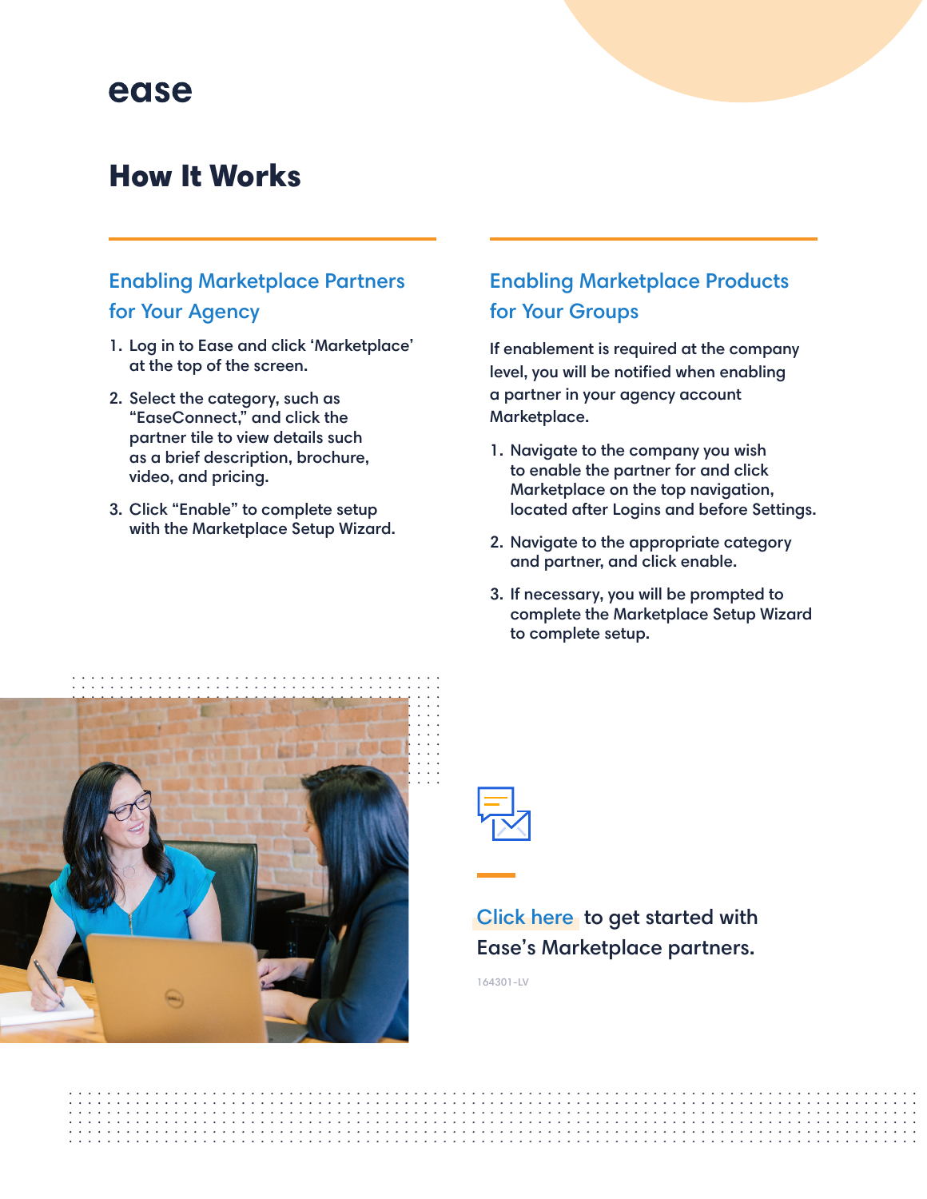ease

# How It Works

## Enabling Marketplace Partners for Your Agency

1. Log in to Ease and click ‘Marketplace’ at the top of the screen.
2. Select the category, such as “EaseConnect,” and click the partner tile to view details such as a brief description, brochure, video, and pricing.
3. Click “Enable” to complete setup with the Marketplace Setup Wizard.

## Enabling Marketplace Products for Your Groups

If enablement is required at the company level, you will be notified when enabling a partner in your agency account Marketplace.

1. Navigate to the company you wish to enable the partner for and click Marketplace on the top navigation, located after Logins and before Settings.
2. Navigate to the appropriate category and partner, and click enable.
3. If necessary, you will be prompted to complete the Marketplace Setup Wizard to complete setup.

Click here to get started with Ease’s Marketplace partners.

164301-LV